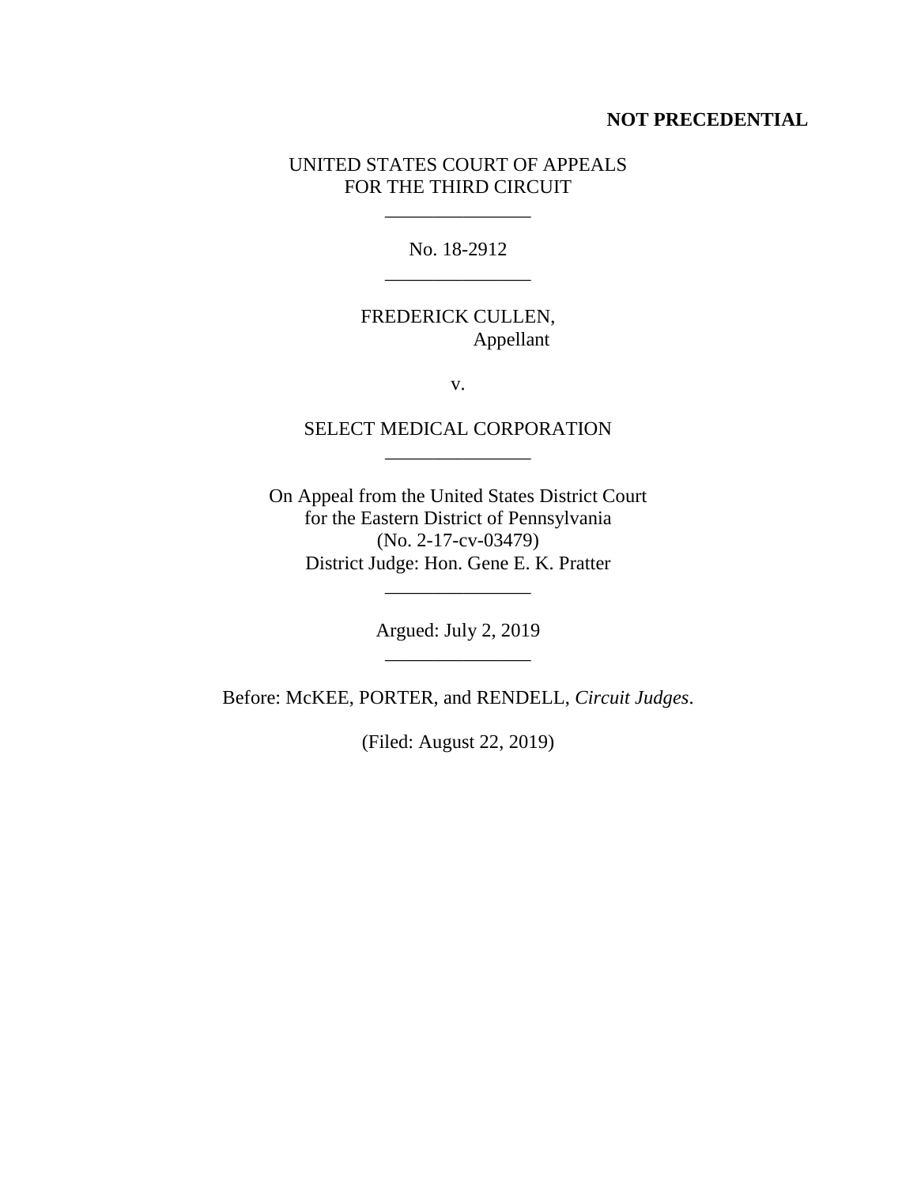**NOT PRECEDENTIAL**

UNITED STATES COURT OF APPEALS
FOR THE THIRD CIRCUIT

---

No. 18-2912

---

FREDERICK CULLEN,
Appellant

v.

SELECT MEDICAL CORPORATION

---

On Appeal from the United States District Court
for the Eastern District of Pennsylvania
(No. 2-17-cv-03479)
District Judge: Hon. Gene E. K. Pratter

---

Argued: July 2, 2019

---

Before: McKEE, PORTER, and RENDELL, *Circuit Judges*.

(Filed: August 22, 2019)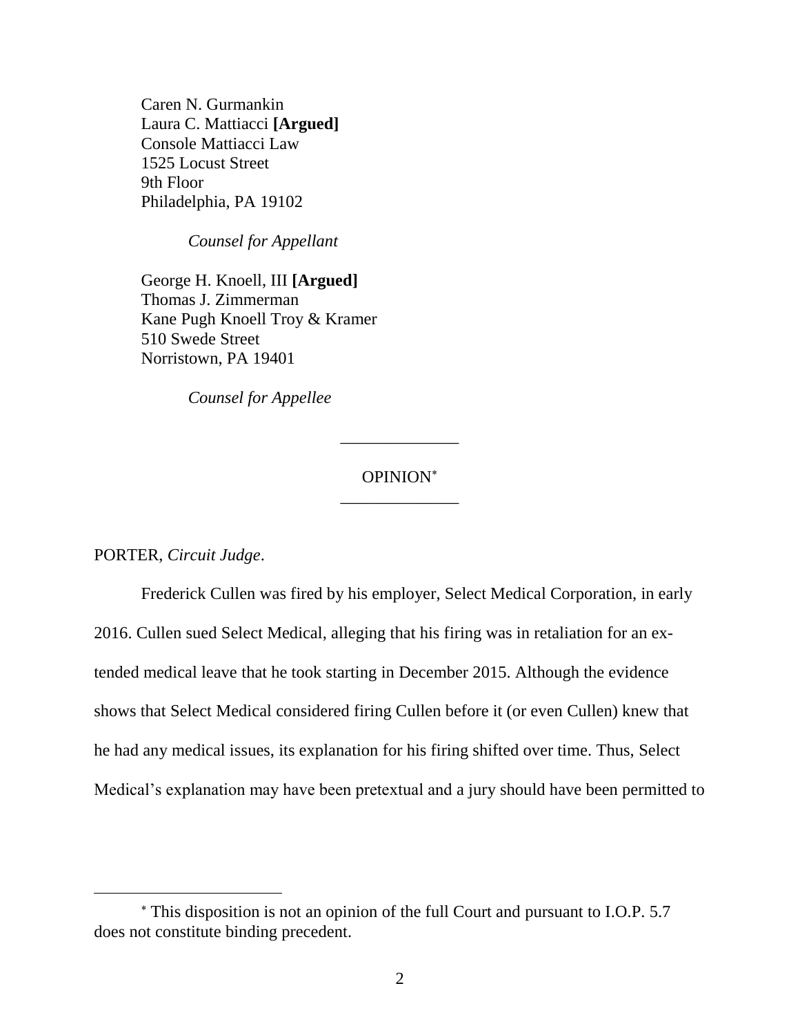Caren N. Gurmankin
Laura C. Mattiacci **[Argued]**
Console Mattiacci Law
1525 Locust Street
9th Floor
Philadelphia, PA 19102

*Counsel for Appellant*

George H. Knoell, III **[Argued]**
Thomas J. Zimmerman
Kane Pugh Knoell Troy & Kramer
510 Swede Street
Norristown, PA 19401

*Counsel for Appellee*

---

OPINION[*]

---

PORTER, *Circuit Judge*.

Frederick Cullen was fired by his employer, Select Medical Corporation, in early 2016. Cullen sued Select Medical, alleging that his firing was in retaliation for an extended medical leave that he took starting in December 2015. Although the evidence shows that Select Medical considered firing Cullen before it (or even Cullen) knew that he had any medical issues, its explanation for his firing shifted over time. Thus, Select Medical's explanation may have been pretextual and a jury should have been permitted to

[*] This disposition is not an opinion of the full Court and pursuant to I.O.P. 5.7 does not constitute binding precedent.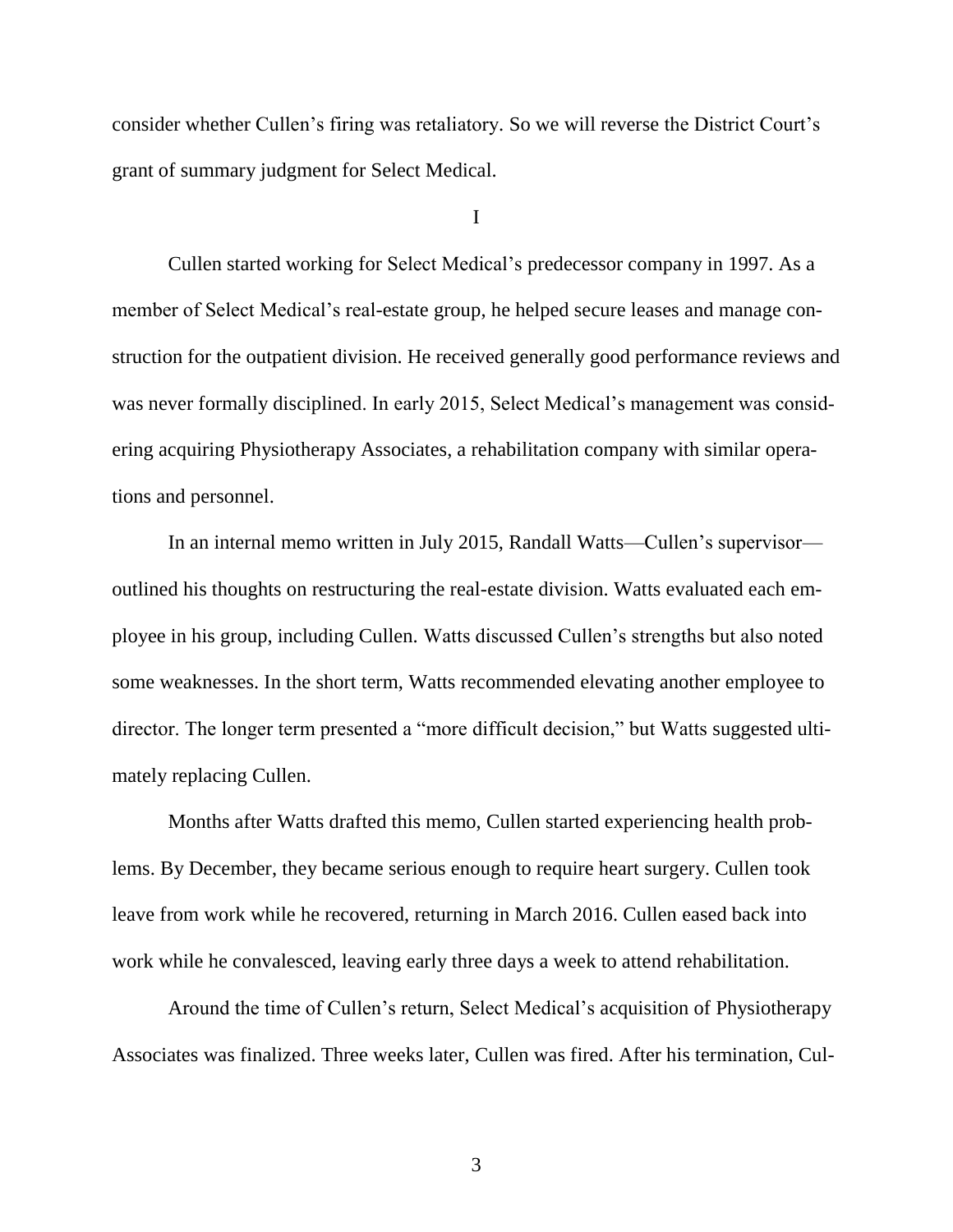consider whether Cullen's firing was retaliatory. So we will reverse the District Court's grant of summary judgment for Select Medical.

## I

Cullen started working for Select Medical's predecessor company in 1997. As a member of Select Medical's real-estate group, he helped secure leases and manage construction for the outpatient division. He received generally good performance reviews and was never formally disciplined. In early 2015, Select Medical's management was considering acquiring Physiotherapy Associates, a rehabilitation company with similar operations and personnel.

In an internal memo written in July 2015, Randall Watts—Cullen's supervisor—outlined his thoughts on restructuring the real-estate division. Watts evaluated each employee in his group, including Cullen. Watts discussed Cullen's strengths but also noted some weaknesses. In the short term, Watts recommended elevating another employee to director. The longer term presented a "more difficult decision," but Watts suggested ultimately replacing Cullen.

Months after Watts drafted this memo, Cullen started experiencing health problems. By December, they became serious enough to require heart surgery. Cullen took leave from work while he recovered, returning in March 2016. Cullen eased back into work while he convalesced, leaving early three days a week to attend rehabilitation.

Around the time of Cullen's return, Select Medical's acquisition of Physiotherapy Associates was finalized. Three weeks later, Cullen was fired. After his termination, Cul-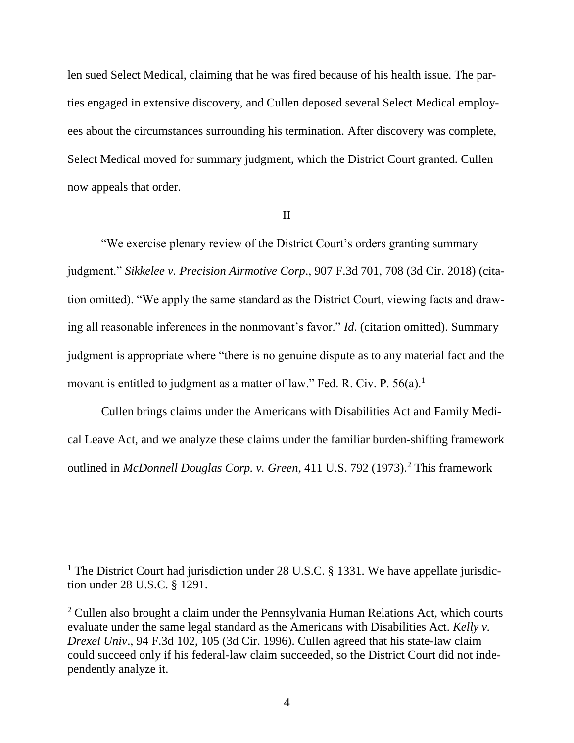len sued Select Medical, claiming that he was fired because of his health issue. The parties engaged in extensive discovery, and Cullen deposed several Select Medical employees about the circumstances surrounding his termination. After discovery was complete, Select Medical moved for summary judgment, which the District Court granted. Cullen now appeals that order.

## II

"We exercise plenary review of the District Court's orders granting summary judgment." *Sikkelee v. Precision Airmotive Corp*., 907 F.3d 701, 708 (3d Cir. 2018) (citation omitted). "We apply the same standard as the District Court, viewing facts and drawing all reasonable inferences in the nonmovant's favor." *Id.* (citation omitted). Summary judgment is appropriate where "there is no genuine dispute as to any material fact and the movant is entitled to judgment as a matter of law." Fed. R. Civ. P. 56(a).[1]

Cullen brings claims under the Americans with Disabilities Act and Family Medical Leave Act, and we analyze these claims under the familiar burden-shifting framework outlined in *McDonnell Douglas Corp. v. Green*, 411 U.S. 792 (1973).[2] This framework

---

[1] The District Court had jurisdiction under 28 U.S.C. § 1331. We have appellate jurisdiction under 28 U.S.C. § 1291.

[2] Cullen also brought a claim under the Pennsylvania Human Relations Act, which courts evaluate under the same legal standard as the Americans with Disabilities Act. *Kelly v. Drexel Univ*., 94 F.3d 102, 105 (3d Cir. 1996). Cullen agreed that his state-law claim could succeed only if his federal-law claim succeeded, so the District Court did not independently analyze it.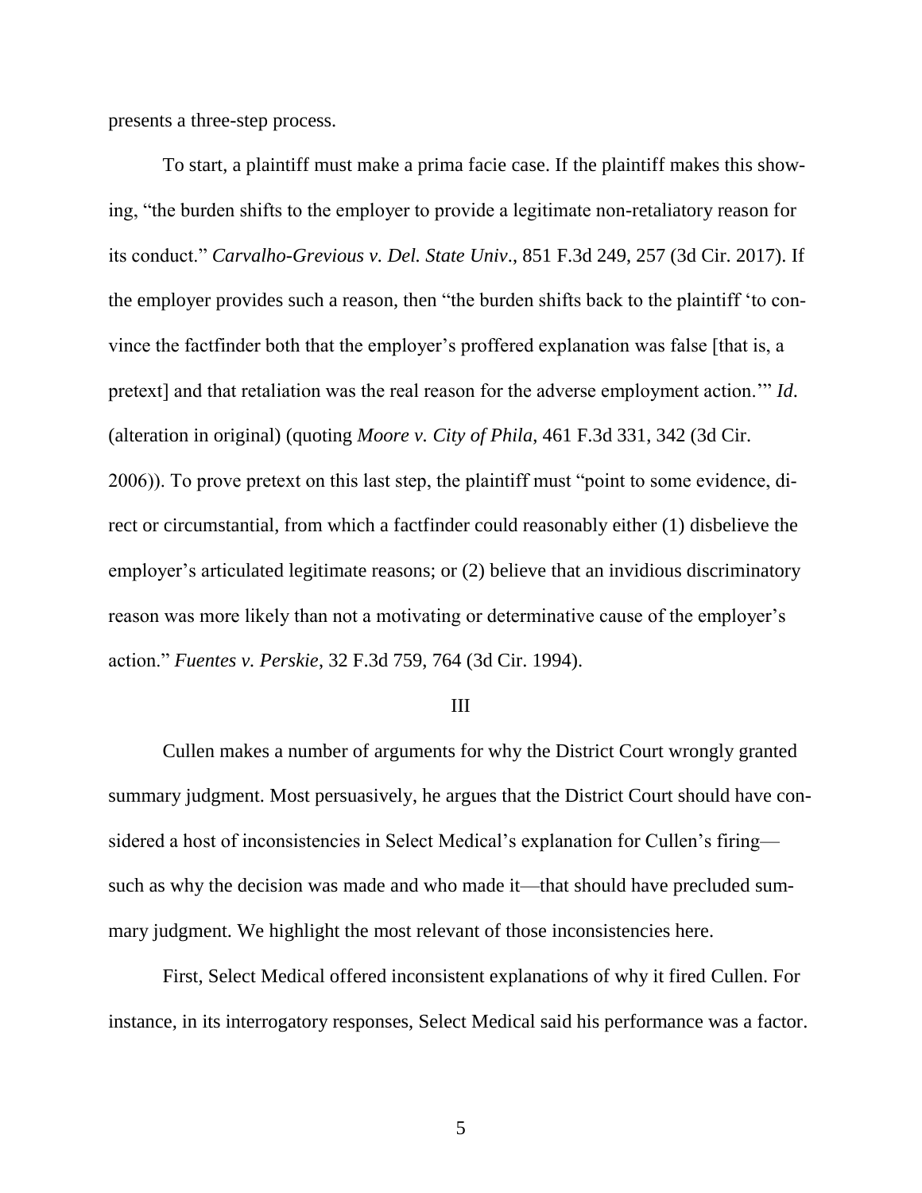presents a three-step process.

To start, a plaintiff must make a prima facie case. If the plaintiff makes this showing, "the burden shifts to the employer to provide a legitimate non-retaliatory reason for its conduct." *Carvalho-Grevious v. Del. State Univ*., 851 F.3d 249, 257 (3d Cir. 2017). If the employer provides such a reason, then "the burden shifts back to the plaintiff 'to convince the factfinder both that the employer's proffered explanation was false [that is, a pretext] and that retaliation was the real reason for the adverse employment action.'" *Id*. (alteration in original) (quoting *Moore v. City of Phila*, 461 F.3d 331, 342 (3d Cir. 2006)). To prove pretext on this last step, the plaintiff must "point to some evidence, direct or circumstantial, from which a factfinder could reasonably either (1) disbelieve the employer's articulated legitimate reasons; or (2) believe that an invidious discriminatory reason was more likely than not a motivating or determinative cause of the employer's action." *Fuentes v. Perskie*, 32 F.3d 759, 764 (3d Cir. 1994).

## III

Cullen makes a number of arguments for why the District Court wrongly granted summary judgment. Most persuasively, he argues that the District Court should have considered a host of inconsistencies in Select Medical's explanation for Cullen's firing—such as why the decision was made and who made it—that should have precluded summary judgment. We highlight the most relevant of those inconsistencies here.

First, Select Medical offered inconsistent explanations of why it fired Cullen. For instance, in its interrogatory responses, Select Medical said his performance was a factor.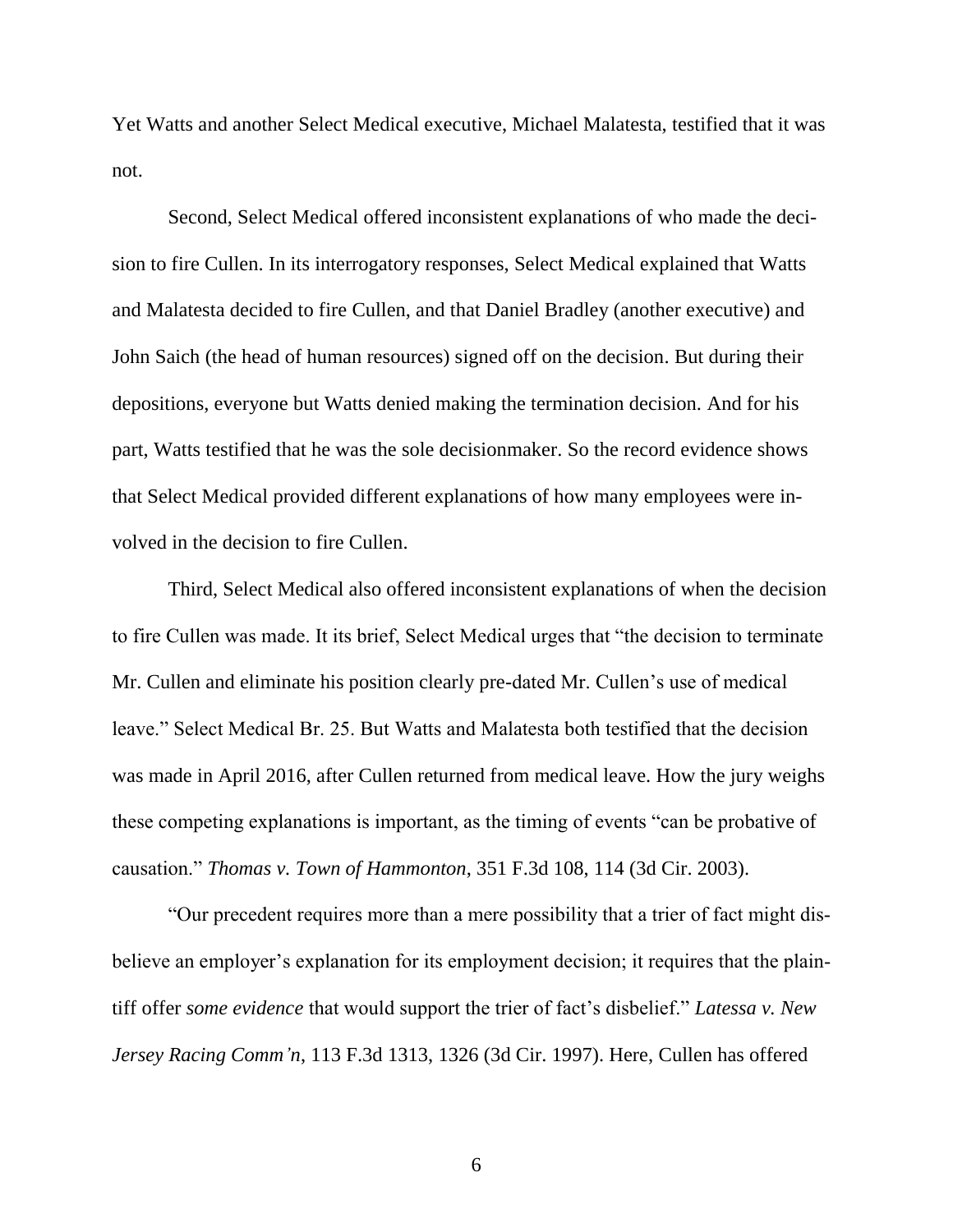Yet Watts and another Select Medical executive, Michael Malatesta, testified that it was not.

Second, Select Medical offered inconsistent explanations of who made the decision to fire Cullen. In its interrogatory responses, Select Medical explained that Watts and Malatesta decided to fire Cullen, and that Daniel Bradley (another executive) and John Saich (the head of human resources) signed off on the decision. But during their depositions, everyone but Watts denied making the termination decision. And for his part, Watts testified that he was the sole decisionmaker. So the record evidence shows that Select Medical provided different explanations of how many employees were involved in the decision to fire Cullen.

Third, Select Medical also offered inconsistent explanations of when the decision to fire Cullen was made. It its brief, Select Medical urges that "the decision to terminate Mr. Cullen and eliminate his position clearly pre-dated Mr. Cullen's use of medical leave." Select Medical Br. 25. But Watts and Malatesta both testified that the decision was made in April 2016, after Cullen returned from medical leave. How the jury weighs these competing explanations is important, as the timing of events "can be probative of causation." *Thomas v. Town of Hammonton*, 351 F.3d 108, 114 (3d Cir. 2003).

"Our precedent requires more than a mere possibility that a trier of fact might disbelieve an employer's explanation for its employment decision; it requires that the plaintiff offer *some evidence* that would support the trier of fact's disbelief." *Latessa v. New Jersey Racing Comm'n*, 113 F.3d 1313, 1326 (3d Cir. 1997). Here, Cullen has offered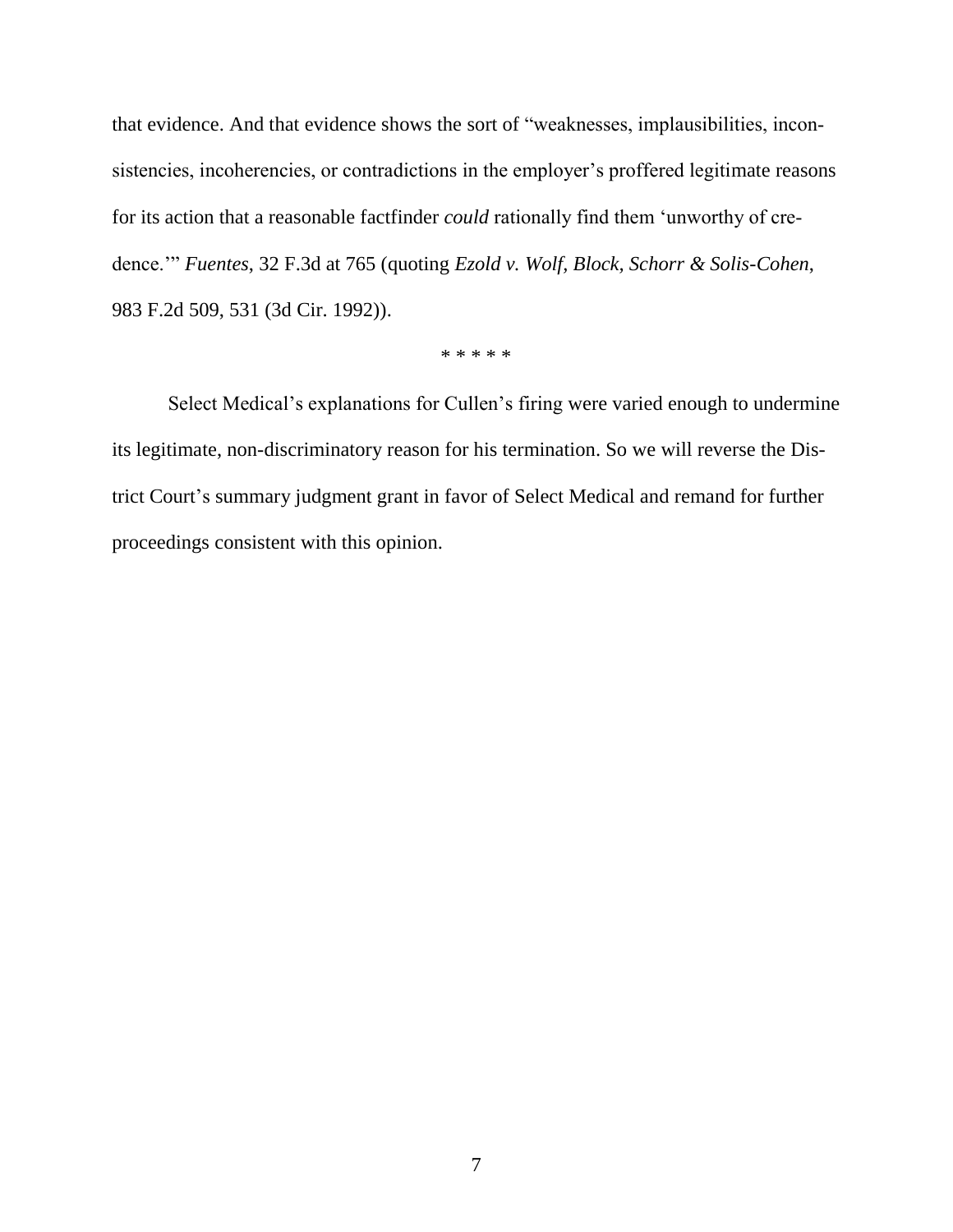that evidence. And that evidence shows the sort of "weaknesses, implausibilities, inconsistencies, incoherencies, or contradictions in the employer's proffered legitimate reasons for its action that a reasonable factfinder *could* rationally find them 'unworthy of credence.'" *Fuentes*, 32 F.3d at 765 (quoting *Ezold v. Wolf, Block, Schorr & Solis-Cohen*, 983 F.2d 509, 531 (3d Cir. 1992)).

\* \* \* \* \*

Select Medical's explanations for Cullen's firing were varied enough to undermine its legitimate, non-discriminatory reason for his termination. So we will reverse the District Court's summary judgment grant in favor of Select Medical and remand for further proceedings consistent with this opinion.